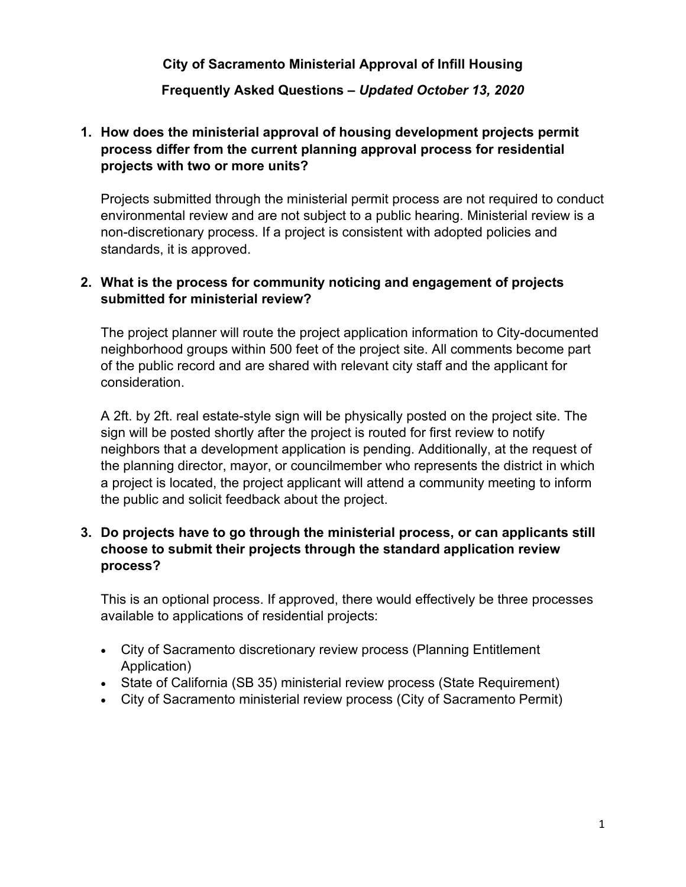# City of Sacramento Ministerial Approval of Infill Housing

## Frequently Asked Questions – *Updated October 13, 2020*

**1. How does the ministerial approval of housing development projects permit process differ from the current planning approval process for residential projects with two or more units?**

Projects submitted through the ministerial permit process are not required to conduct environmental review and are not subject to a public hearing. Ministerial review is a non-discretionary process. If a project is consistent with adopted policies and standards, it is approved.

**2. What is the process for community noticing and engagement of projects submitted for ministerial review?**

The project planner will route the project application information to City-documented neighborhood groups within 500 feet of the project site. All comments become part of the public record and are shared with relevant city staff and the applicant for consideration.

A 2ft. by 2ft. real estate-style sign will be physically posted on the project site. The sign will be posted shortly after the project is routed for first review to notify neighbors that a development application is pending. Additionally, at the request of the planning director, mayor, or councilmember who represents the district in which a project is located, the project applicant will attend a community meeting to inform the public and solicit feedback about the project.

**3. Do projects have to go through the ministerial process, or can applicants still choose to submit their projects through the standard application review process?**

This is an optional process. If approved, there would effectively be three processes available to applications of residential projects:

- City of Sacramento discretionary review process (Planning Entitlement Application)
- State of California (SB 35) ministerial review process (State Requirement)
- City of Sacramento ministerial review process (City of Sacramento Permit)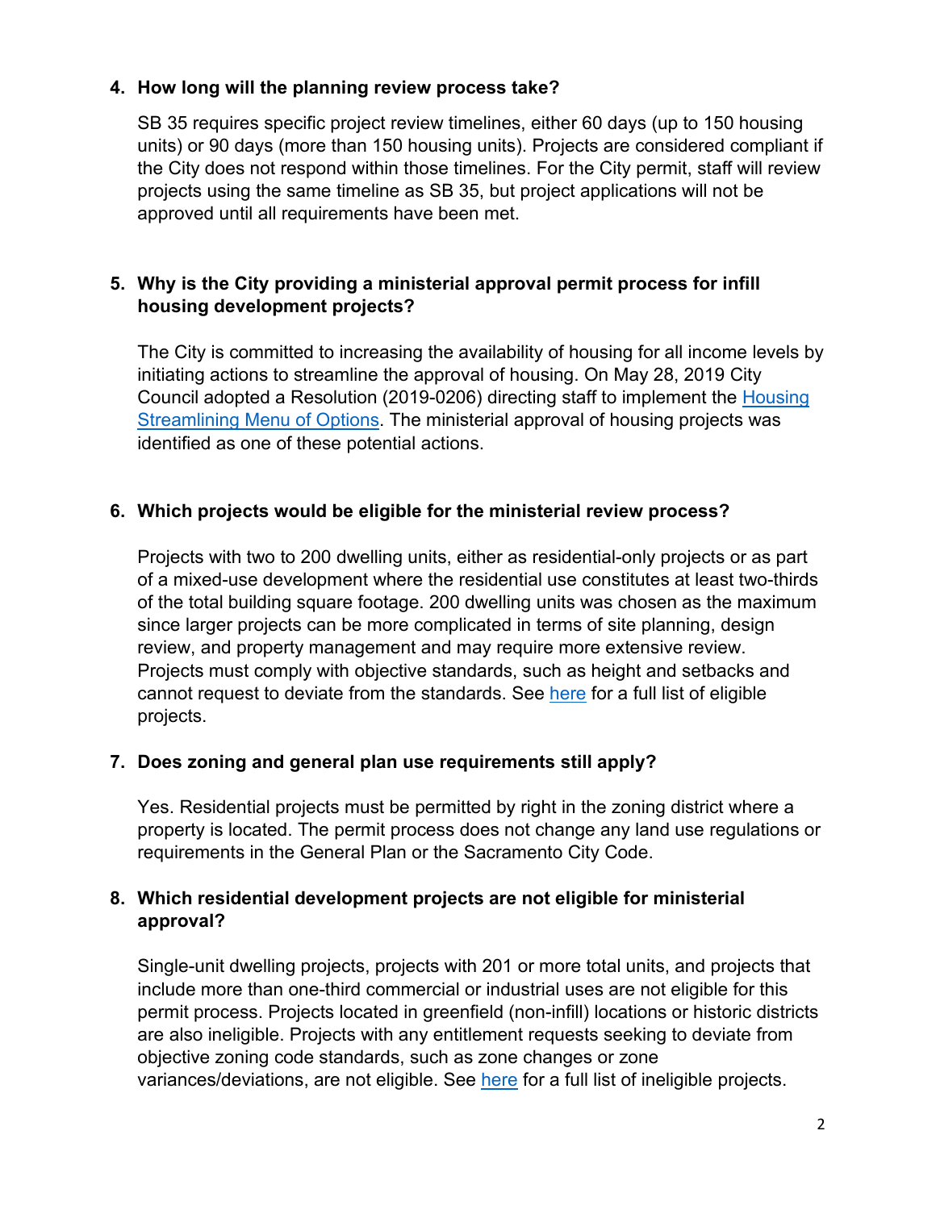4. **How long will the planning review process take?**

   SB 35 requires specific project review timelines, either 60 days (up to 150 housing units) or 90 days (more than 150 housing units). Projects are considered compliant if the City does not respond within those timelines. For the City permit, staff will review projects using the same timeline as SB 35, but project applications will not be approved until all requirements have been met.

5. **Why is the City providing a ministerial approval permit process for infill housing development projects?**

   The City is committed to increasing the availability of housing for all income levels by initiating actions to streamline the approval of housing. On May 28, 2019 City Council adopted a Resolution (2019-0206) directing staff to implement the [Housing Streamlining Menu of Options](). The ministerial approval of housing projects was identified as one of these potential actions.

6. **Which projects would be eligible for the ministerial review process?**

   Projects with two to 200 dwelling units, either as residential-only projects or as part of a mixed-use development where the residential use constitutes at least two-thirds of the total building square footage. 200 dwelling units was chosen as the maximum since larger projects can be more complicated in terms of site planning, design review, and property management and may require more extensive review. Projects must comply with objective standards, such as height and setbacks and cannot request to deviate from the standards. See [here]() for a full list of eligible projects.

7. **Does zoning and general plan use requirements still apply?**

   Yes. Residential projects must be permitted by right in the zoning district where a property is located. The permit process does not change any land use regulations or requirements in the General Plan or the Sacramento City Code.

8. **Which residential development projects are not eligible for ministerial approval?**

   Single-unit dwelling projects, projects with 201 or more total units, and projects that include more than one-third commercial or industrial uses are not eligible for this permit process. Projects located in greenfield (non-infill) locations or historic districts are also ineligible. Projects with any entitlement requests seeking to deviate from objective zoning code standards, such as zone changes or zone variances/deviations, are not eligible. See [here]() for a full list of ineligible projects.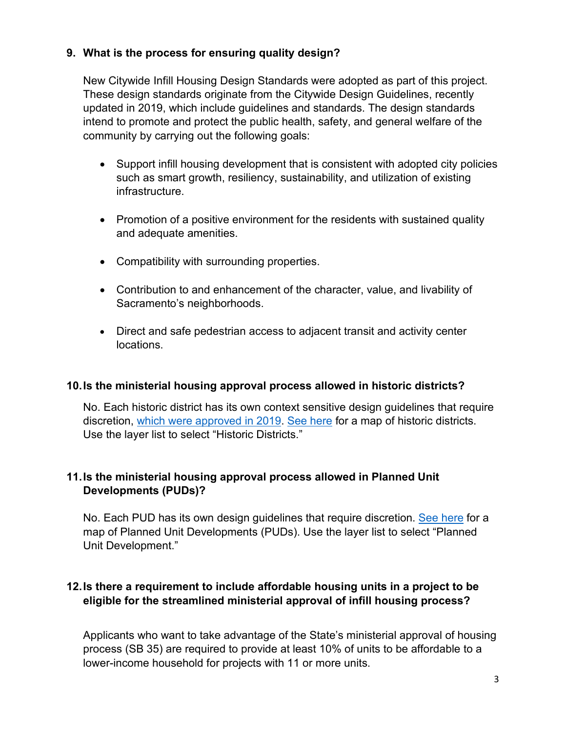**9. What is the process for ensuring quality design?**

New Citywide Infill Housing Design Standards were adopted as part of this project. These design standards originate from the Citywide Design Guidelines, recently updated in 2019, which include guidelines and standards. The design standards intend to promote and protect the public health, safety, and general welfare of the community by carrying out the following goals:

- Support infill housing development that is consistent with adopted city policies such as smart growth, resiliency, sustainability, and utilization of existing infrastructure.
- Promotion of a positive environment for the residents with sustained quality and adequate amenities.
- Compatibility with surrounding properties.
- Contribution to and enhancement of the character, value, and livability of Sacramento's neighborhoods.
- Direct and safe pedestrian access to adjacent transit and activity center locations.

**10. Is the ministerial housing approval process allowed in historic districts?**

No. Each historic district has its own context sensitive design guidelines that require discretion, which were approved in 2019. See here for a map of historic districts. Use the layer list to select "Historic Districts."

**11. Is the ministerial housing approval process allowed in Planned Unit Developments (PUDs)?**

No. Each PUD has its own design guidelines that require discretion. See here for a map of Planned Unit Developments (PUDs). Use the layer list to select "Planned Unit Development."

**12. Is there a requirement to include affordable housing units in a project to be eligible for the streamlined ministerial approval of infill housing process?**

Applicants who want to take advantage of the State's ministerial approval of housing process (SB 35) are required to provide at least 10% of units to be affordable to a lower-income household for projects with 11 or more units.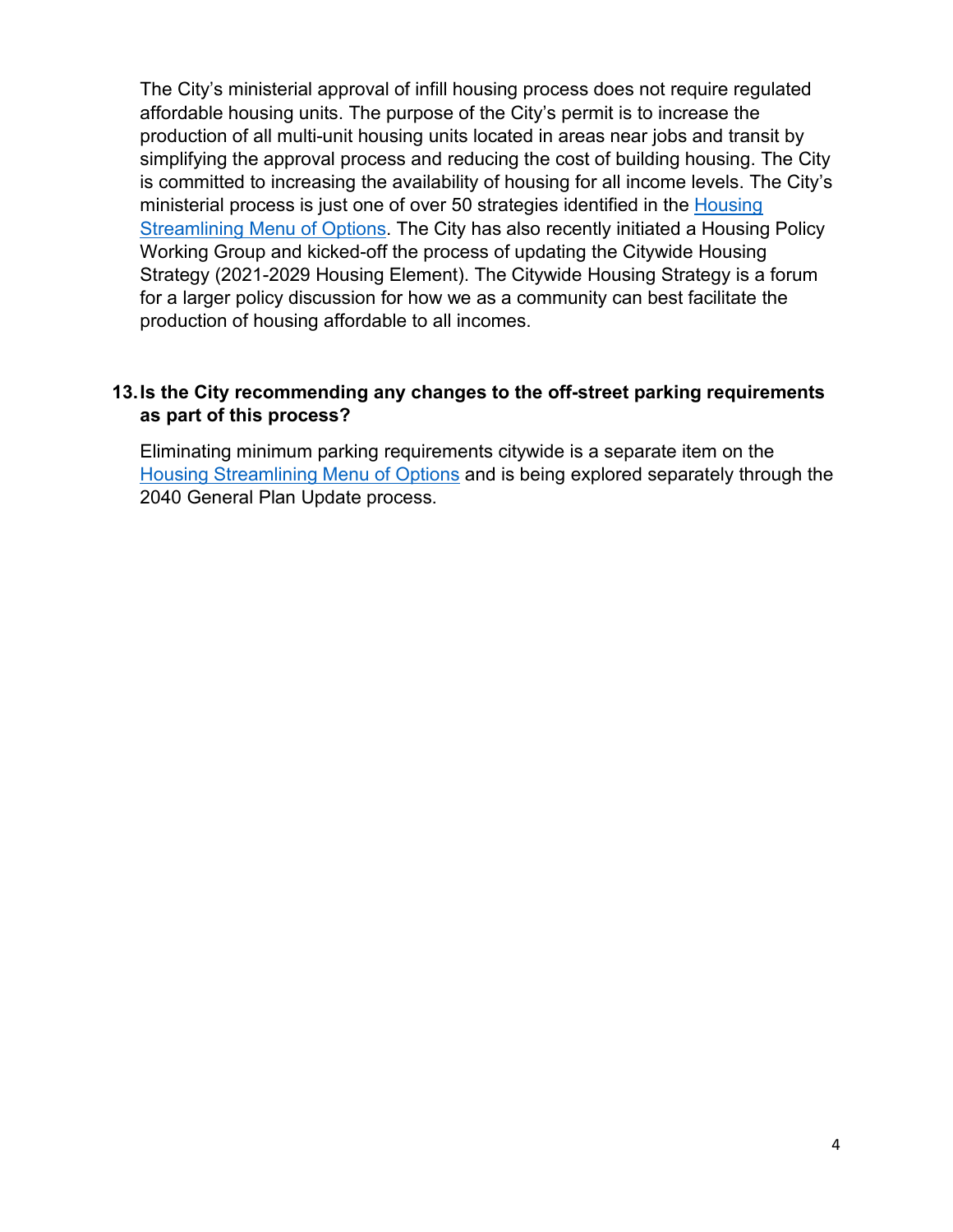The City's ministerial approval of infill housing process does not require regulated affordable housing units. The purpose of the City's permit is to increase the production of all multi-unit housing units located in areas near jobs and transit by simplifying the approval process and reducing the cost of building housing. The City is committed to increasing the availability of housing for all income levels. The City's ministerial process is just one of over 50 strategies identified in the Housing Streamlining Menu of Options. The City has also recently initiated a Housing Policy Working Group and kicked-off the process of updating the Citywide Housing Strategy (2021-2029 Housing Element). The Citywide Housing Strategy is a forum for a larger policy discussion for how we as a community can best facilitate the production of housing affordable to all incomes.

**13. Is the City recommending any changes to the off-street parking requirements as part of this process?**

Eliminating minimum parking requirements citywide is a separate item on the Housing Streamlining Menu of Options and is being explored separately through the 2040 General Plan Update process.